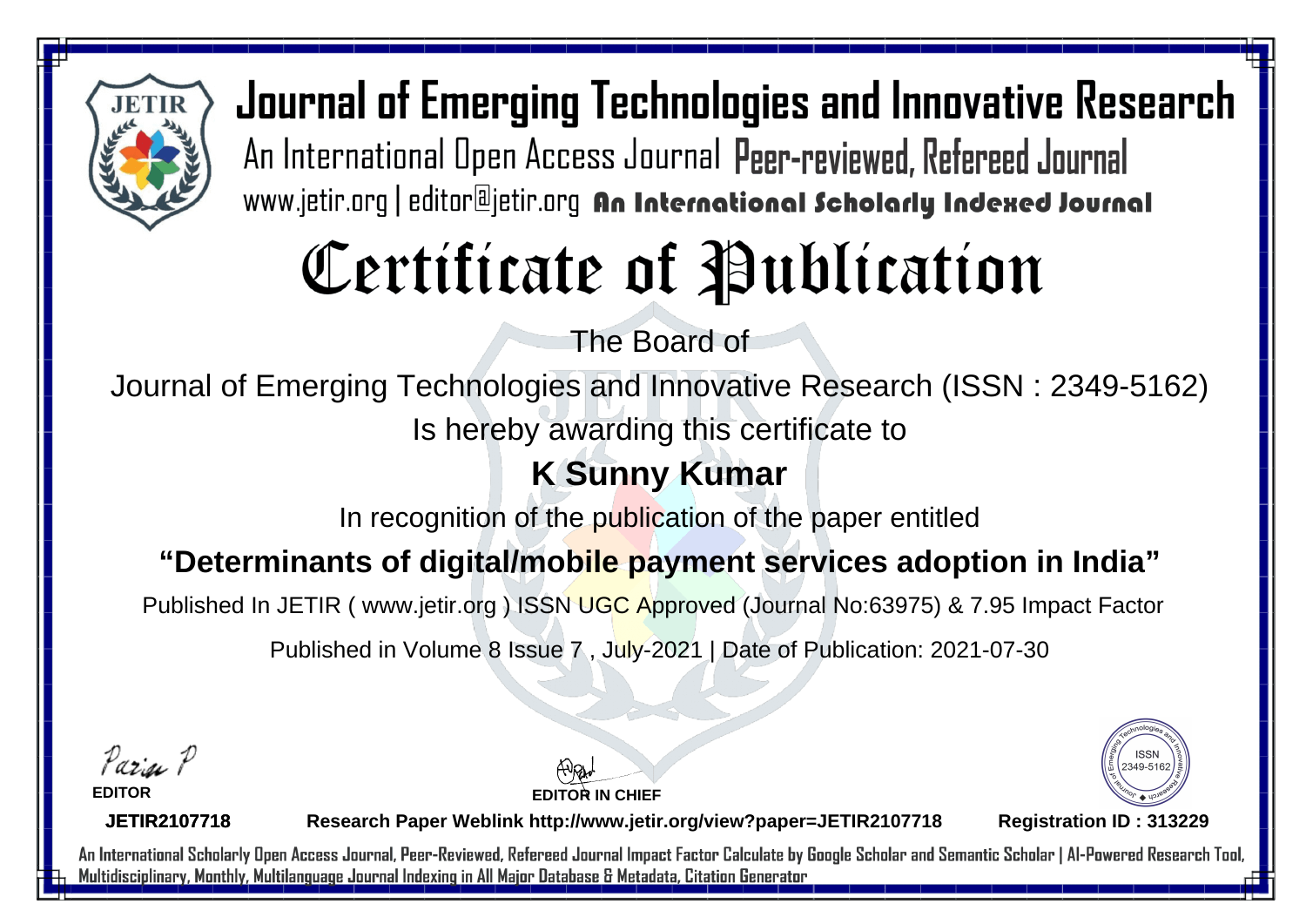# Journal of Emerging Technologies and Innovative Research

An International Open Access Journal Peer-reviewed, Refereed Journal

www.jetir.org | editor@jetir.org **An International Scholarly Indexed Journal**

# Certificate of Publication

The Board of

Journal of Emerging Technologies and Innovative Research (ISSN : 2349-5162)

Is hereby awarding this certificate to

## K Sunny Kumar

In recognition of the publication of the paper entitled

**"Determinants of digital/mobile payment services adoption in India"**

Published In JETIR ( www.jetir.org ) ISSN UGC Approved (Journal No:63975) & 7.95 Impact Factor

Published in Volume 8 Issue 7 , July-2021 | Date of Publication: 2021-07-30

Parisa P

**EDITOR**

**EDITOR IN CHIEF**

ISSN 2349-5162

**JETIR2107718** **Research Paper Weblink http://www.jetir.org/view?paper=JETIR2107718** **Registration ID : 313229**

An International Scholarly Open Access Journal, Peer-Reviewed, Refereed Journal Impact Factor Calculate by Google Scholar and Semantic Scholar | AI-Powered Research Tool, Multidisciplinary, Monthly, Multilanguage Journal Indexing in All Major Database & Metadata, Citation Generator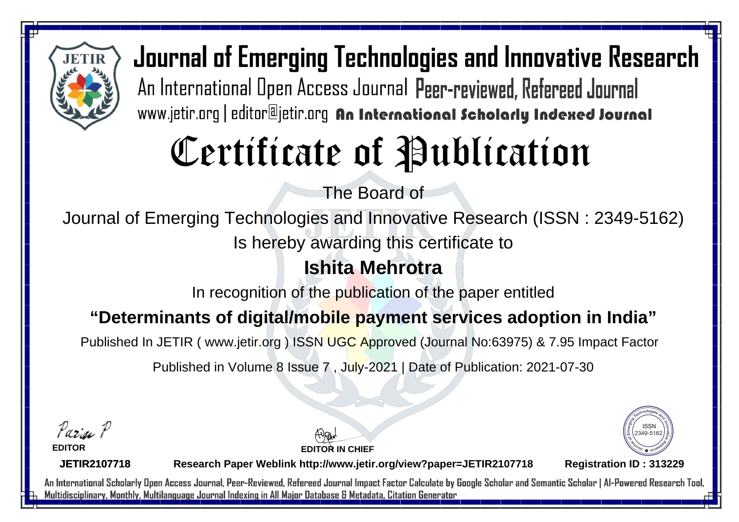# Journal of Emerging Technologies and Innovative Research

An International Open Access Journal Peer-reviewed, Refereed Journal

www.jetir.org | editor@jetir.org **An International Scholarly Indexed Journal**

# Certificate of Publication

The Board of

Journal of Emerging Technologies and Innovative Research (ISSN : 2349-5162)

Is hereby awarding this certificate to

## Ishita Mehrotra

In recognition of the publication of the paper entitled

**"Determinants of digital/mobile payment services adoption in India"**

Published In JETIR ( www.jetir.org ) ISSN UGC Approved (Journal No:63975) & 7.95 Impact Factor

Published in Volume 8 Issue 7 , July-2021 | Date of Publication: 2021-07-30

**EDITOR**

**EDITOR IN CHIEF**

ISSN 2349-5162

**JETIR2107718** **Research Paper Weblink http://www.jetir.org/view?paper=JETIR2107718** **Registration ID : 313229**

An International Scholarly Open Access Journal, Peer-Reviewed, Refereed Journal Impact Factor Calculate by Google Scholar and Semantic Scholar | AI-Powered Research Tool, Multidisciplinary, Monthly, Multilanguage Journal Indexing in All Major Database & Metadata, Citation Generator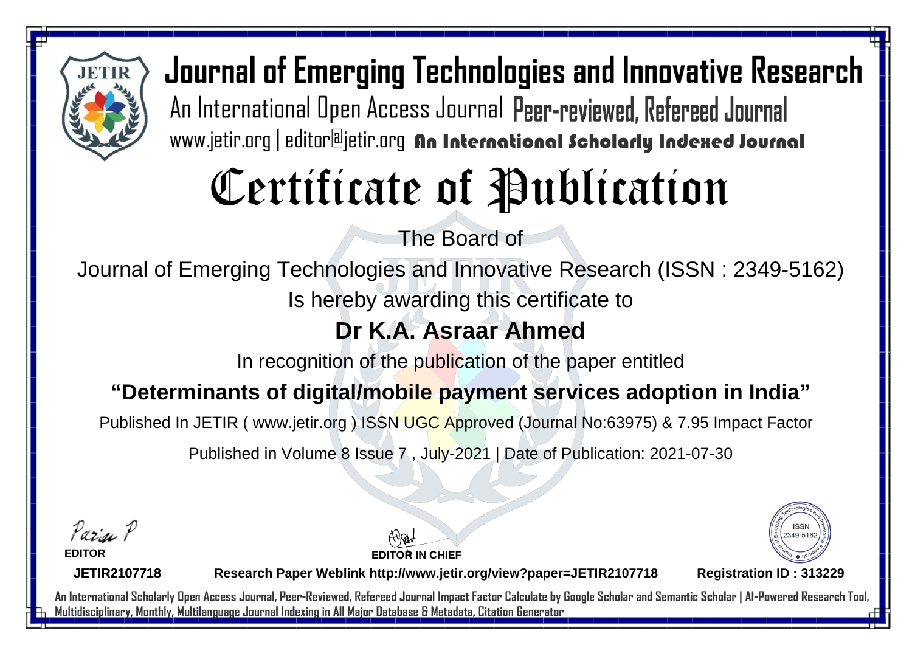# Journal of Emerging Technologies and Innovative Research

An International Open Access Journal Peer-reviewed, Refereed Journal

www.jetir.org | editor@jetir.org An International Scholarly Indexed Journal

# Certificate of Publication

The Board of

Journal of Emerging Technologies and Innovative Research (ISSN : 2349-5162)

Is hereby awarding this certificate to

## Dr K.A. Asraar Ahmed

In recognition of the publication of the paper entitled

### "Determinants of digital/mobile payment services adoption in India"

Published In JETIR ( www.jetir.org ) ISSN UGC Approved (Journal No:63975) & 7.95 Impact Factor

Published in Volume 8 Issue 7 , July-2021 | Date of Publication: 2021-07-30

**EDITOR**

**EDITOR IN CHIEF**

ISSN 2349-5162

**JETIR2107718** **Research Paper Weblink http://www.jetir.org/view?paper=JETIR2107718** **Registration ID : 313229**

An International Scholarly Open Access Journal, Peer-Reviewed, Refereed Journal Impact Factor Calculate by Google Scholar and Semantic Scholar | AI-Powered Research Tool, Multidisciplinary, Monthly, Multilanguage Journal Indexing in All Major Database & Metadata, Citation Generator